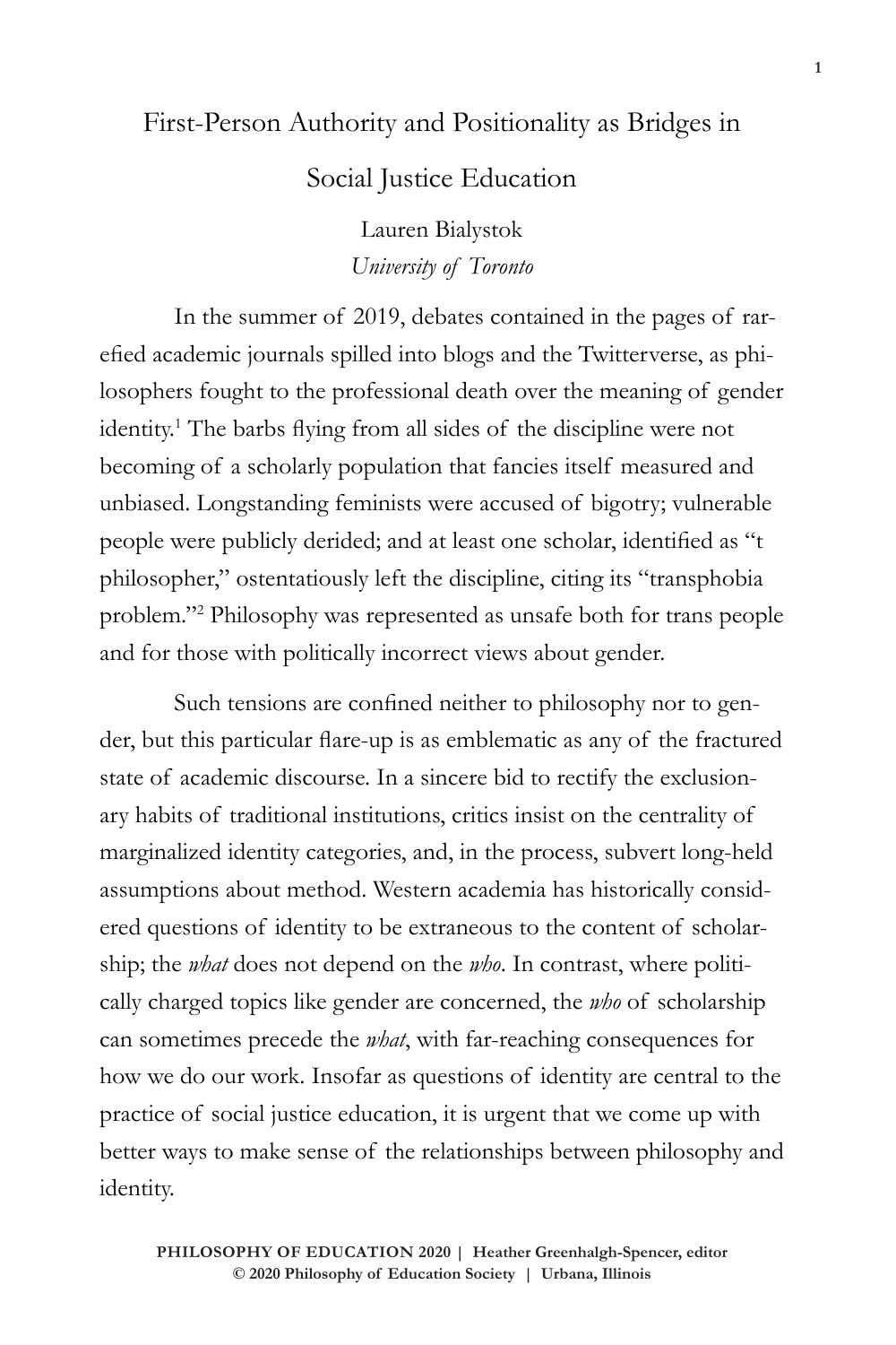# First-Person Authority and Positionality as Bridges in Social Justice Education

Lauren Bialystok
*University of Toronto*

In the summer of 2019, debates contained in the pages of rarefied academic journals spilled into blogs and the Twitterverse, as philosophers fought to the professional death over the meaning of gender identity.[1] The barbs flying from all sides of the discipline were not becoming of a scholarly population that fancies itself measured and unbiased. Longstanding feminists were accused of bigotry; vulnerable people were publicly derided; and at least one scholar, identified as "t philosopher," ostentatiously left the discipline, citing its "transphobia problem."[2] Philosophy was represented as unsafe both for trans people and for those with politically incorrect views about gender.

Such tensions are confined neither to philosophy nor to gender, but this particular flare-up is as emblematic as any of the fractured state of academic discourse. In a sincere bid to rectify the exclusionary habits of traditional institutions, critics insist on the centrality of marginalized identity categories, and, in the process, subvert long-held assumptions about method. Western academia has historically considered questions of identity to be extraneous to the content of scholarship; the *what* does not depend on the *who*. In contrast, where politically charged topics like gender are concerned, the *who* of scholarship can sometimes precede the *what*, with far-reaching consequences for how we do our work. Insofar as questions of identity are central to the practice of social justice education, it is urgent that we come up with better ways to make sense of the relationships between philosophy and identity.

**PHILOSOPHY OF EDUCATION 2020 | Heather Greenhalgh-Spencer, editor**
**© 2020 Philosophy of Education Society | Urbana, Illinois**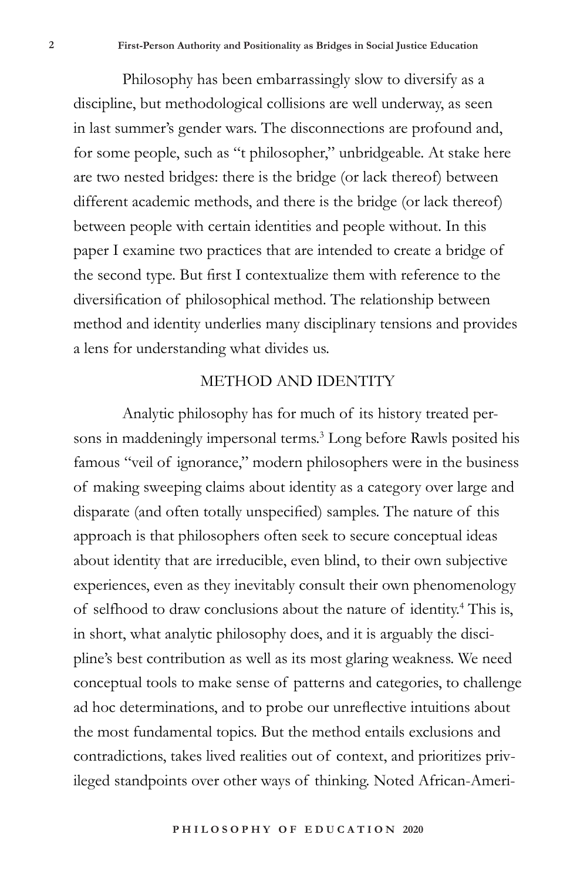Philosophy has been embarrassingly slow to diversify as a discipline, but methodological collisions are well underway, as seen in last summer's gender wars. The disconnections are profound and, for some people, such as "t philosopher," unbridgeable. At stake here are two nested bridges: there is the bridge (or lack thereof) between different academic methods, and there is the bridge (or lack thereof) between people with certain identities and people without. In this paper I examine two practices that are intended to create a bridge of the second type. But first I contextualize them with reference to the diversification of philosophical method. The relationship between method and identity underlies many disciplinary tensions and provides a lens for understanding what divides us.

## METHOD AND IDENTITY

Analytic philosophy has for much of its history treated persons in maddeningly impersonal terms.[3] Long before Rawls posited his famous "veil of ignorance," modern philosophers were in the business of making sweeping claims about identity as a category over large and disparate (and often totally unspecified) samples. The nature of this approach is that philosophers often seek to secure conceptual ideas about identity that are irreducible, even blind, to their own subjective experiences, even as they inevitably consult their own phenomenology of selfhood to draw conclusions about the nature of identity.[4] This is, in short, what analytic philosophy does, and it is arguably the discipline's best contribution as well as its most glaring weakness. We need conceptual tools to make sense of patterns and categories, to challenge ad hoc determinations, and to probe our unreflective intuitions about the most fundamental topics. But the method entails exclusions and contradictions, takes lived realities out of context, and prioritizes privileged standpoints over other ways of thinking. Noted African-Ameri-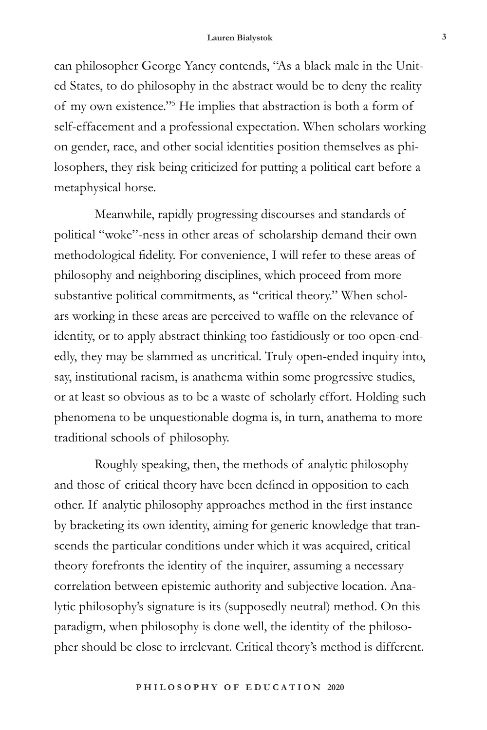can philosopher George Yancy contends, "As a black male in the United States, to do philosophy in the abstract would be to deny the reality of my own existence."[5] He implies that abstraction is both a form of self-effacement and a professional expectation. When scholars working on gender, race, and other social identities position themselves as philosophers, they risk being criticized for putting a political cart before a metaphysical horse.

Meanwhile, rapidly progressing discourses and standards of political "woke"-ness in other areas of scholarship demand their own methodological fidelity. For convenience, I will refer to these areas of philosophy and neighboring disciplines, which proceed from more substantive political commitments, as "critical theory." When scholars working in these areas are perceived to waffle on the relevance of identity, or to apply abstract thinking too fastidiously or too open-endedly, they may be slammed as uncritical. Truly open-ended inquiry into, say, institutional racism, is anathema within some progressive studies, or at least so obvious as to be a waste of scholarly effort. Holding such phenomena to be unquestionable dogma is, in turn, anathema to more traditional schools of philosophy.

Roughly speaking, then, the methods of analytic philosophy and those of critical theory have been defined in opposition to each other. If analytic philosophy approaches method in the first instance by bracketing its own identity, aiming for generic knowledge that transcends the particular conditions under which it was acquired, critical theory forefronts the identity of the inquirer, assuming a necessary correlation between epistemic authority and subjective location. Analytic philosophy's signature is its (supposedly neutral) method. On this paradigm, when philosophy is done well, the identity of the philosopher should be close to irrelevant. Critical theory's method is different.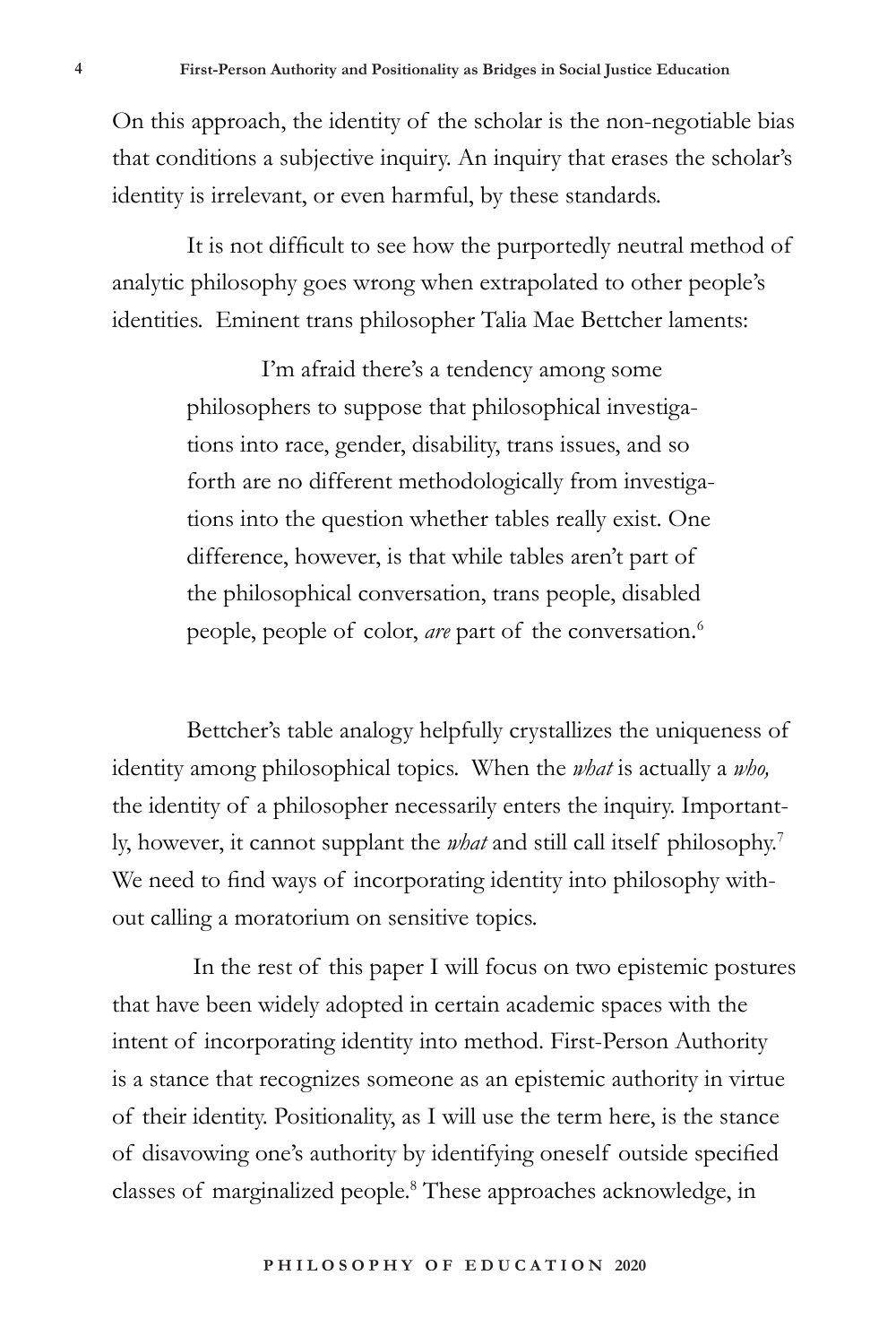On this approach, the identity of the scholar is the non-negotiable bias that conditions a subjective inquiry. An inquiry that erases the scholar's identity is irrelevant, or even harmful, by these standards.

It is not difficult to see how the purportedly neutral method of analytic philosophy goes wrong when extrapolated to other people's identities. Eminent trans philosopher Talia Mae Bettcher laments:

> I'm afraid there's a tendency among some philosophers to suppose that philosophical investigations into race, gender, disability, trans issues, and so forth are no different methodologically from investigations into the question whether tables really exist. One difference, however, is that while tables aren't part of the philosophical conversation, trans people, disabled people, people of color, *are* part of the conversation.[6]

Bettcher's table analogy helpfully crystallizes the uniqueness of identity among philosophical topics. When the *what* is actually a *who,* the identity of a philosopher necessarily enters the inquiry. Importantly, however, it cannot supplant the *what* and still call itself philosophy.[7] We need to find ways of incorporating identity into philosophy without calling a moratorium on sensitive topics.

In the rest of this paper I will focus on two epistemic postures that have been widely adopted in certain academic spaces with the intent of incorporating identity into method. First-Person Authority is a stance that recognizes someone as an epistemic authority in virtue of their identity. Positionality, as I will use the term here, is the stance of disavowing one's authority by identifying oneself outside specified classes of marginalized people.[8] These approaches acknowledge, in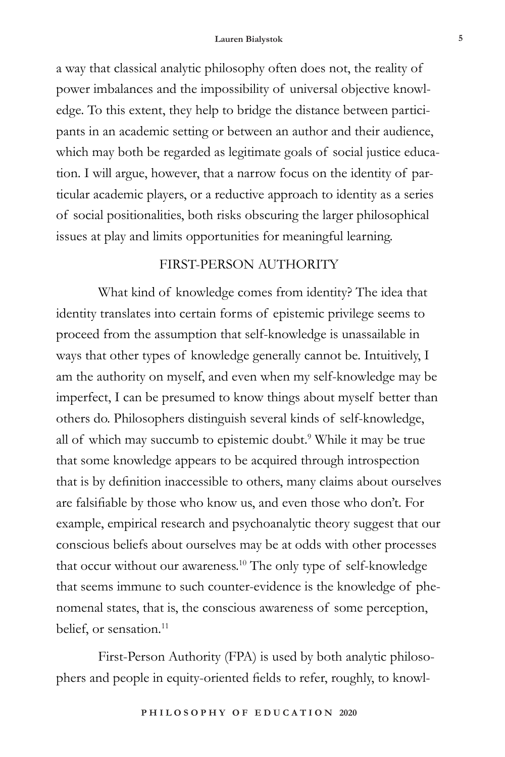a way that classical analytic philosophy often does not, the reality of power imbalances and the impossibility of universal objective knowledge. To this extent, they help to bridge the distance between participants in an academic setting or between an author and their audience, which may both be regarded as legitimate goals of social justice education. I will argue, however, that a narrow focus on the identity of particular academic players, or a reductive approach to identity as a series of social positionalities, both risks obscuring the larger philosophical issues at play and limits opportunities for meaningful learning.

## FIRST-PERSON AUTHORITY

What kind of knowledge comes from identity? The idea that identity translates into certain forms of epistemic privilege seems to proceed from the assumption that self-knowledge is unassailable in ways that other types of knowledge generally cannot be. Intuitively, I am the authority on myself, and even when my self-knowledge may be imperfect, I can be presumed to know things about myself better than others do. Philosophers distinguish several kinds of self-knowledge, all of which may succumb to epistemic doubt.[9] While it may be true that some knowledge appears to be acquired through introspection that is by definition inaccessible to others, many claims about ourselves are falsifiable by those who know us, and even those who don't. For example, empirical research and psychoanalytic theory suggest that our conscious beliefs about ourselves may be at odds with other processes that occur without our awareness.[10] The only type of self-knowledge that seems immune to such counter-evidence is the knowledge of phenomenal states, that is, the conscious awareness of some perception, belief, or sensation.[11]

First-Person Authority (FPA) is used by both analytic philosophers and people in equity-oriented fields to refer, roughly, to knowl-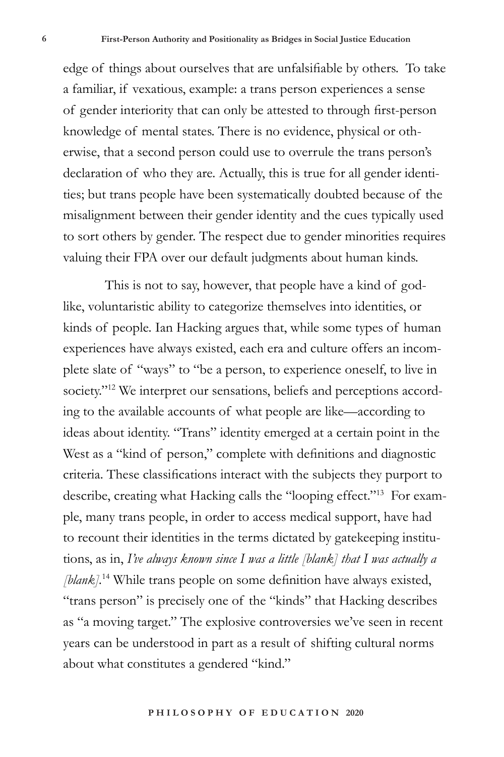edge of things about ourselves that are unfalsifiable by others. To take a familiar, if vexatious, example: a trans person experiences a sense of gender interiority that can only be attested to through first-person knowledge of mental states. There is no evidence, physical or otherwise, that a second person could use to overrule the trans person's declaration of who they are. Actually, this is true for all gender identities; but trans people have been systematically doubted because of the misalignment between their gender identity and the cues typically used to sort others by gender. The respect due to gender minorities requires valuing their FPA over our default judgments about human kinds.

This is not to say, however, that people have a kind of godlike, voluntaristic ability to categorize themselves into identities, or kinds of people. Ian Hacking argues that, while some types of human experiences have always existed, each era and culture offers an incomplete slate of "ways" to "be a person, to experience oneself, to live in society."[12] We interpret our sensations, beliefs and perceptions according to the available accounts of what people are like—according to ideas about identity. "Trans" identity emerged at a certain point in the West as a "kind of person," complete with definitions and diagnostic criteria. These classifications interact with the subjects they purport to describe, creating what Hacking calls the "looping effect."[13] For example, many trans people, in order to access medical support, have had to recount their identities in the terms dictated by gatekeeping institutions, as in, *I've always known since I was a little [blank] that I was actually a [blank]*.[14] While trans people on some definition have always existed, "trans person" is precisely one of the "kinds" that Hacking describes as "a moving target." The explosive controversies we've seen in recent years can be understood in part as a result of shifting cultural norms about what constitutes a gendered "kind."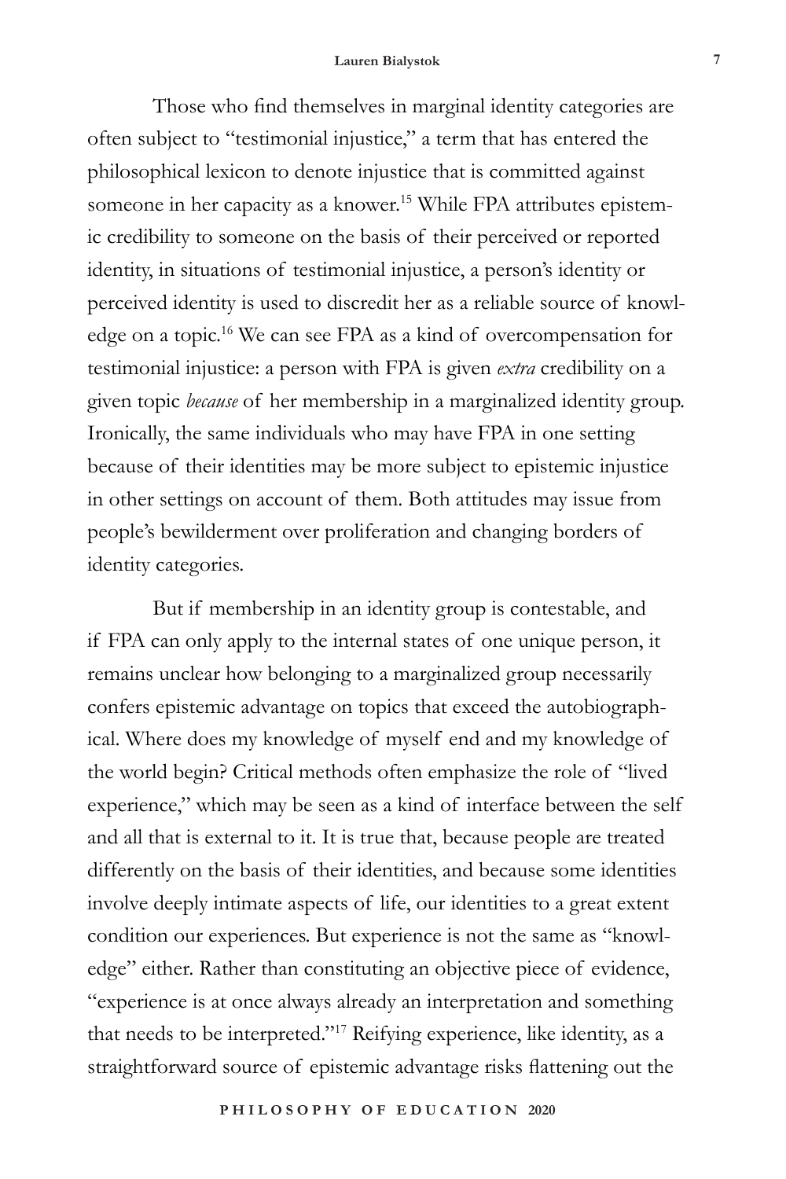Those who find themselves in marginal identity categories are often subject to "testimonial injustice," a term that has entered the philosophical lexicon to denote injustice that is committed against someone in her capacity as a knower.[15] While FPA attributes epistemic credibility to someone on the basis of their perceived or reported identity, in situations of testimonial injustice, a person's identity or perceived identity is used to discredit her as a reliable source of knowledge on a topic.[16] We can see FPA as a kind of overcompensation for testimonial injustice: a person with FPA is given *extra* credibility on a given topic *because* of her membership in a marginalized identity group. Ironically, the same individuals who may have FPA in one setting because of their identities may be more subject to epistemic injustice in other settings on account of them. Both attitudes may issue from people's bewilderment over proliferation and changing borders of identity categories.

But if membership in an identity group is contestable, and if FPA can only apply to the internal states of one unique person, it remains unclear how belonging to a marginalized group necessarily confers epistemic advantage on topics that exceed the autobiographical. Where does my knowledge of myself end and my knowledge of the world begin? Critical methods often emphasize the role of "lived experience," which may be seen as a kind of interface between the self and all that is external to it. It is true that, because people are treated differently on the basis of their identities, and because some identities involve deeply intimate aspects of life, our identities to a great extent condition our experiences. But experience is not the same as "knowledge" either. Rather than constituting an objective piece of evidence, "experience is at once always already an interpretation and something that needs to be interpreted."[17] Reifying experience, like identity, as a straightforward source of epistemic advantage risks flattening out the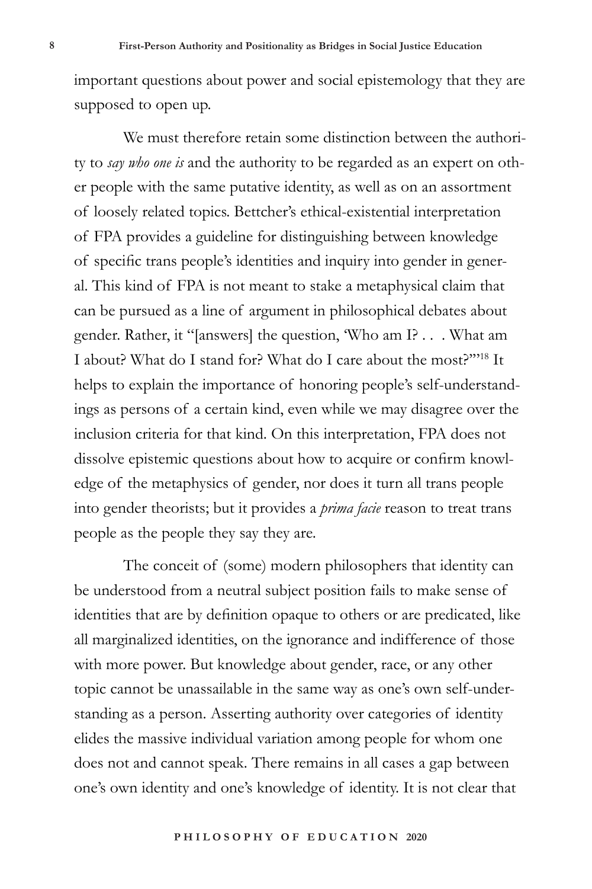important questions about power and social epistemology that they are supposed to open up.

We must therefore retain some distinction between the authority to *say who one is* and the authority to be regarded as an expert on other people with the same putative identity, as well as on an assortment of loosely related topics. Bettcher's ethical-existential interpretation of FPA provides a guideline for distinguishing between knowledge of specific trans people's identities and inquiry into gender in general. This kind of FPA is not meant to stake a metaphysical claim that can be pursued as a line of argument in philosophical debates about gender. Rather, it "[answers] the question, 'Who am I? . . . What am I about? What do I stand for? What do I care about the most?'"[18] It helps to explain the importance of honoring people's self-understandings as persons of a certain kind, even while we may disagree over the inclusion criteria for that kind. On this interpretation, FPA does not dissolve epistemic questions about how to acquire or confirm knowledge of the metaphysics of gender, nor does it turn all trans people into gender theorists; but it provides a *prima facie* reason to treat trans people as the people they say they are.

The conceit of (some) modern philosophers that identity can be understood from a neutral subject position fails to make sense of identities that are by definition opaque to others or are predicated, like all marginalized identities, on the ignorance and indifference of those with more power. But knowledge about gender, race, or any other topic cannot be unassailable in the same way as one's own self-understanding as a person. Asserting authority over categories of identity elides the massive individual variation among people for whom one does not and cannot speak. There remains in all cases a gap between one's own identity and one's knowledge of identity. It is not clear that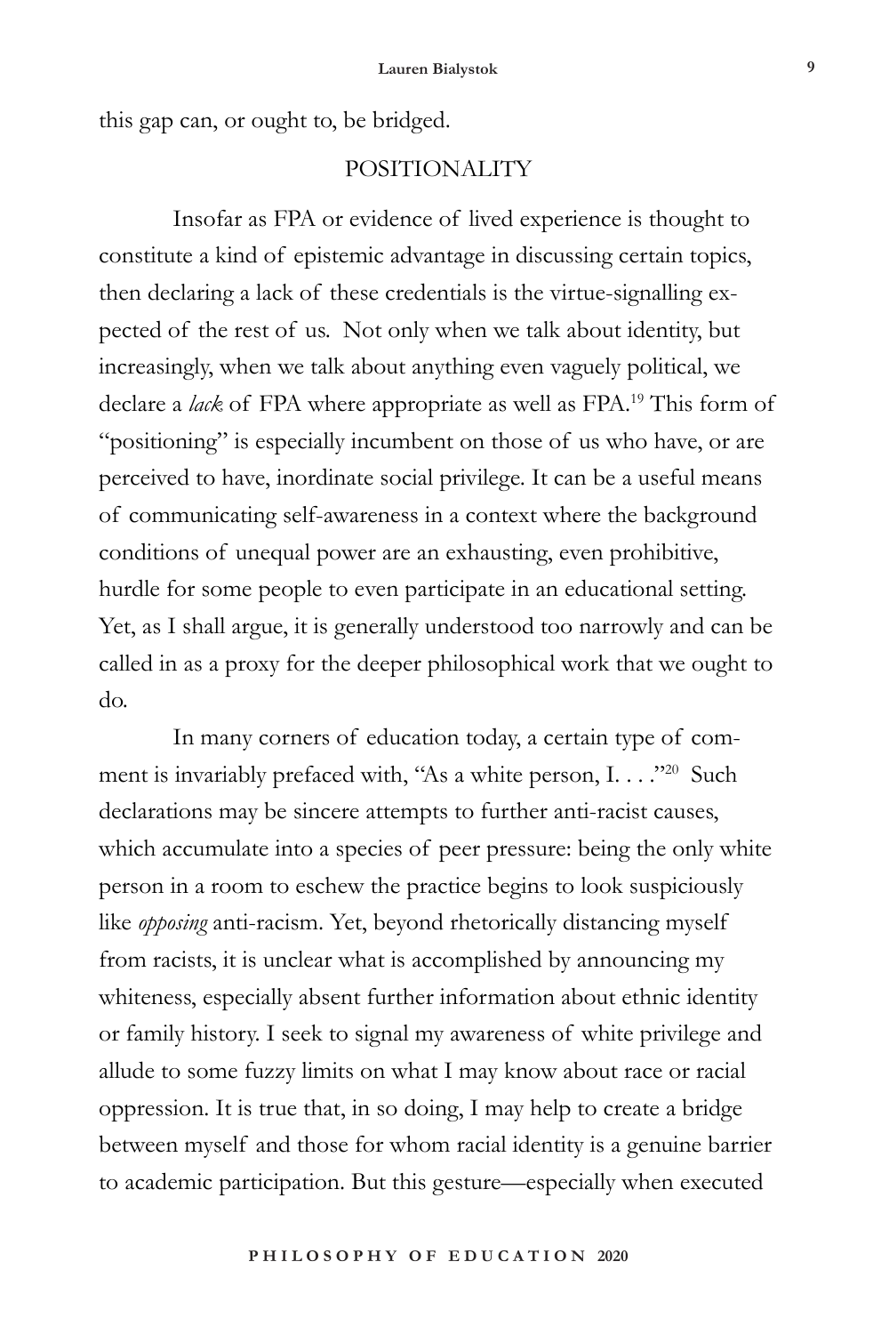this gap can, or ought to, be bridged.

## POSITIONALITY

Insofar as FPA or evidence of lived experience is thought to constitute a kind of epistemic advantage in discussing certain topics, then declaring a lack of these credentials is the virtue-signalling expected of the rest of us. Not only when we talk about identity, but increasingly, when we talk about anything even vaguely political, we declare a *lack* of FPA where appropriate as well as FPA.[19] This form of "positioning" is especially incumbent on those of us who have, or are perceived to have, inordinate social privilege. It can be a useful means of communicating self-awareness in a context where the background conditions of unequal power are an exhausting, even prohibitive, hurdle for some people to even participate in an educational setting. Yet, as I shall argue, it is generally understood too narrowly and can be called in as a proxy for the deeper philosophical work that we ought to do.

In many corners of education today, a certain type of comment is invariably prefaced with, "As a white person, I. . . ."[20] Such declarations may be sincere attempts to further anti-racist causes, which accumulate into a species of peer pressure: being the only white person in a room to eschew the practice begins to look suspiciously like *opposing* anti-racism. Yet, beyond rhetorically distancing myself from racists, it is unclear what is accomplished by announcing my whiteness, especially absent further information about ethnic identity or family history. I seek to signal my awareness of white privilege and allude to some fuzzy limits on what I may know about race or racial oppression. It is true that, in so doing, I may help to create a bridge between myself and those for whom racial identity is a genuine barrier to academic participation. But this gesture—especially when executed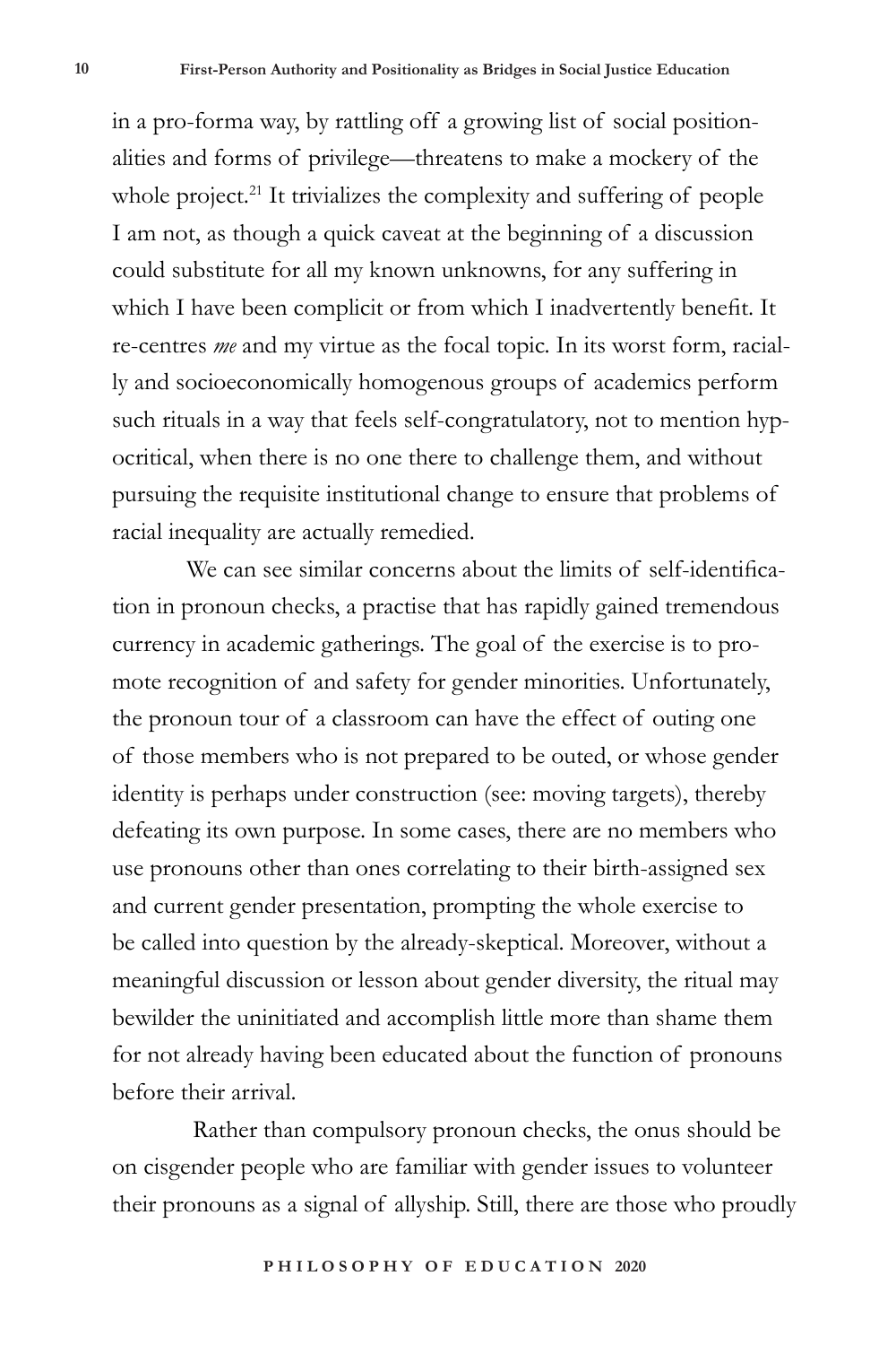in a pro-forma way, by rattling off a growing list of social positionalities and forms of privilege—threatens to make a mockery of the whole project.[21] It trivializes the complexity and suffering of people I am not, as though a quick caveat at the beginning of a discussion could substitute for all my known unknowns, for any suffering in which I have been complicit or from which I inadvertently benefit. It re-centres *me* and my virtue as the focal topic. In its worst form, racially and socioeconomically homogenous groups of academics perform such rituals in a way that feels self-congratulatory, not to mention hypocritical, when there is no one there to challenge them, and without pursuing the requisite institutional change to ensure that problems of racial inequality are actually remedied.

We can see similar concerns about the limits of self-identification in pronoun checks, a practise that has rapidly gained tremendous currency in academic gatherings. The goal of the exercise is to promote recognition of and safety for gender minorities. Unfortunately, the pronoun tour of a classroom can have the effect of outing one of those members who is not prepared to be outed, or whose gender identity is perhaps under construction (see: moving targets), thereby defeating its own purpose. In some cases, there are no members who use pronouns other than ones correlating to their birth-assigned sex and current gender presentation, prompting the whole exercise to be called into question by the already-skeptical. Moreover, without a meaningful discussion or lesson about gender diversity, the ritual may bewilder the uninitiated and accomplish little more than shame them for not already having been educated about the function of pronouns before their arrival.

Rather than compulsory pronoun checks, the onus should be on cisgender people who are familiar with gender issues to volunteer their pronouns as a signal of allyship. Still, there are those who proudly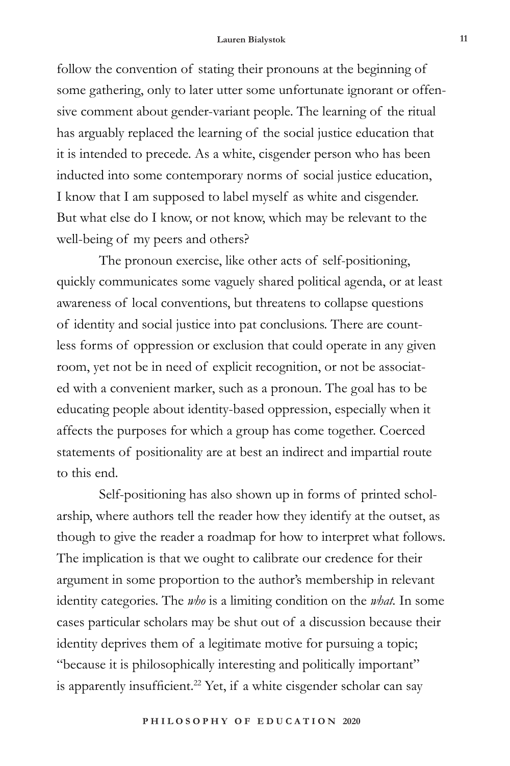follow the convention of stating their pronouns at the beginning of some gathering, only to later utter some unfortunate ignorant or offensive comment about gender-variant people. The learning of the ritual has arguably replaced the learning of the social justice education that it is intended to precede. As a white, cisgender person who has been inducted into some contemporary norms of social justice education, I know that I am supposed to label myself as white and cisgender. But what else do I know, or not know, which may be relevant to the well-being of my peers and others?

The pronoun exercise, like other acts of self-positioning, quickly communicates some vaguely shared political agenda, or at least awareness of local conventions, but threatens to collapse questions of identity and social justice into pat conclusions. There are countless forms of oppression or exclusion that could operate in any given room, yet not be in need of explicit recognition, or not be associated with a convenient marker, such as a pronoun. The goal has to be educating people about identity-based oppression, especially when it affects the purposes for which a group has come together. Coerced statements of positionality are at best an indirect and impartial route to this end.

Self-positioning has also shown up in forms of printed scholarship, where authors tell the reader how they identify at the outset, as though to give the reader a roadmap for how to interpret what follows. The implication is that we ought to calibrate our credence for their argument in some proportion to the author's membership in relevant identity categories. The *who* is a limiting condition on the *what.* In some cases particular scholars may be shut out of a discussion because their identity deprives them of a legitimate motive for pursuing a topic; "because it is philosophically interesting and politically important" is apparently insufficient.[22] Yet, if a white cisgender scholar can say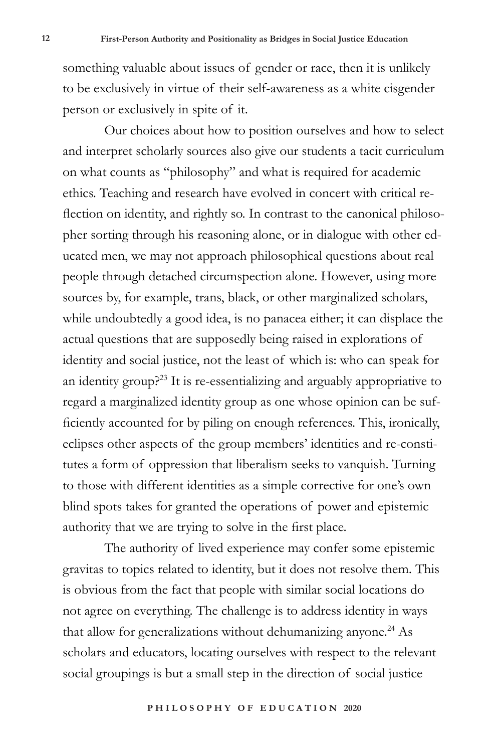something valuable about issues of gender or race, then it is unlikely to be exclusively in virtue of their self-awareness as a white cisgender person or exclusively in spite of it.

Our choices about how to position ourselves and how to select and interpret scholarly sources also give our students a tacit curriculum on what counts as "philosophy" and what is required for academic ethics. Teaching and research have evolved in concert with critical reflection on identity, and rightly so. In contrast to the canonical philosopher sorting through his reasoning alone, or in dialogue with other educated men, we may not approach philosophical questions about real people through detached circumspection alone. However, using more sources by, for example, trans, black, or other marginalized scholars, while undoubtedly a good idea, is no panacea either; it can displace the actual questions that are supposedly being raised in explorations of identity and social justice, not the least of which is: who can speak for an identity group?[23] It is re-essentializing and arguably appropriative to regard a marginalized identity group as one whose opinion can be sufficiently accounted for by piling on enough references. This, ironically, eclipses other aspects of the group members' identities and re-constitutes a form of oppression that liberalism seeks to vanquish. Turning to those with different identities as a simple corrective for one's own blind spots takes for granted the operations of power and epistemic authority that we are trying to solve in the first place.

The authority of lived experience may confer some epistemic gravitas to topics related to identity, but it does not resolve them. This is obvious from the fact that people with similar social locations do not agree on everything. The challenge is to address identity in ways that allow for generalizations without dehumanizing anyone.[24] As scholars and educators, locating ourselves with respect to the relevant social groupings is but a small step in the direction of social justice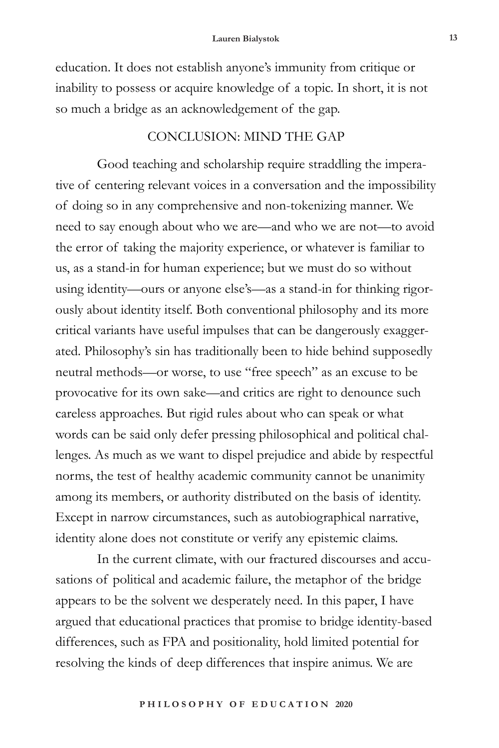education. It does not establish anyone's immunity from critique or inability to possess or acquire knowledge of a topic. In short, it is not so much a bridge as an acknowledgement of the gap.

## CONCLUSION: MIND THE GAP

Good teaching and scholarship require straddling the imperative of centering relevant voices in a conversation and the impossibility of doing so in any comprehensive and non-tokenizing manner. We need to say enough about who we are—and who we are not—to avoid the error of taking the majority experience, or whatever is familiar to us, as a stand-in for human experience; but we must do so without using identity—ours or anyone else's—as a stand-in for thinking rigorously about identity itself. Both conventional philosophy and its more critical variants have useful impulses that can be dangerously exaggerated. Philosophy's sin has traditionally been to hide behind supposedly neutral methods—or worse, to use "free speech" as an excuse to be provocative for its own sake—and critics are right to denounce such careless approaches. But rigid rules about who can speak or what words can be said only defer pressing philosophical and political challenges. As much as we want to dispel prejudice and abide by respectful norms, the test of healthy academic community cannot be unanimity among its members, or authority distributed on the basis of identity. Except in narrow circumstances, such as autobiographical narrative, identity alone does not constitute or verify any epistemic claims.

In the current climate, with our fractured discourses and accusations of political and academic failure, the metaphor of the bridge appears to be the solvent we desperately need. In this paper, I have argued that educational practices that promise to bridge identity-based differences, such as FPA and positionality, hold limited potential for resolving the kinds of deep differences that inspire animus. We are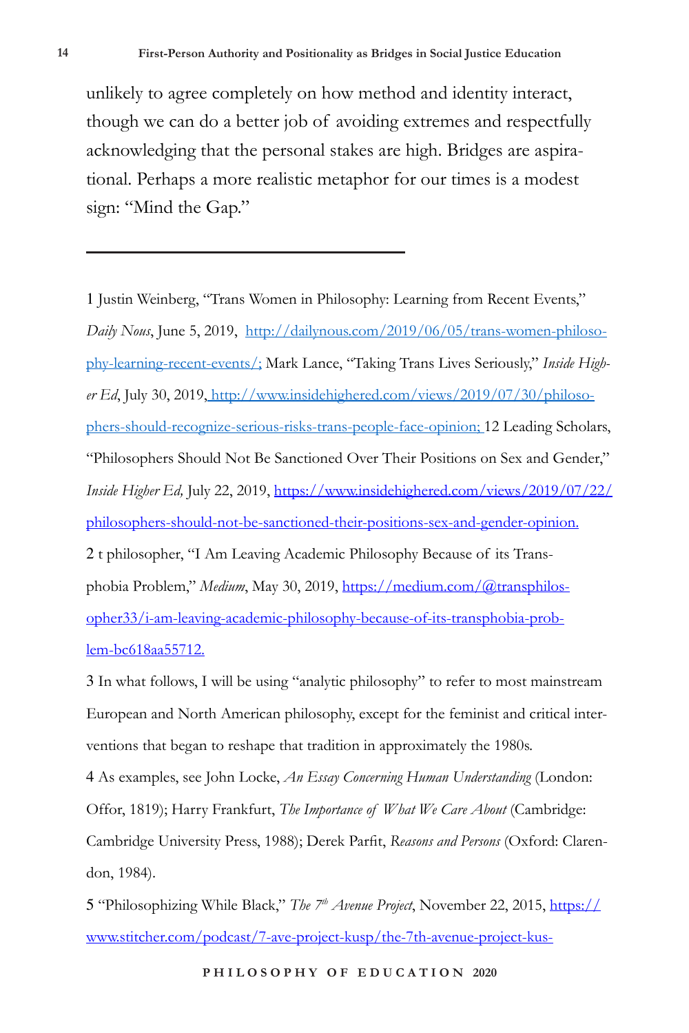unlikely to agree completely on how method and identity interact, though we can do a better job of avoiding extremes and respectfully acknowledging that the personal stakes are high. Bridges are aspirational. Perhaps a more realistic metaphor for our times is a modest sign: "Mind the Gap."

---

1 Justin Weinberg, "Trans Women in Philosophy: Learning from Recent Events," *Daily Nous*, June 5, 2019, http://dailynous.com/2019/06/05/trans-women-philosophy-learning-recent-events/; Mark Lance, "Taking Trans Lives Seriously," *Inside Higher Ed*, July 30, 2019, http://www.insidehighered.com/views/2019/07/30/philosophers-should-recognize-serious-risks-trans-people-face-opinion; 12 Leading Scholars, "Philosophers Should Not Be Sanctioned Over Their Positions on Sex and Gender," *Inside Higher Ed,* July 22, 2019, https://www.insidehighered.com/views/2019/07/22/philosophers-should-not-be-sanctioned-their-positions-sex-and-gender-opinion.

2 t philosopher, "I Am Leaving Academic Philosophy Because of its Transphobia Problem," *Medium*, May 30, 2019, https://medium.com/@transphilosopher33/i-am-leaving-academic-philosophy-because-of-its-transphobia-problem-bc618aa55712.

3 In what follows, I will be using "analytic philosophy" to refer to most mainstream European and North American philosophy, except for the feminist and critical interventions that began to reshape that tradition in approximately the 1980s.

4 As examples, see John Locke, *An Essay Concerning Human Understanding* (London: Offor, 1819); Harry Frankfurt, *The Importance of What We Care About* (Cambridge: Cambridge University Press, 1988); Derek Parfit, *Reasons and Persons* (Oxford: Clarendon, 1984).

5 "Philosophizing While Black," *The 7th Avenue Project*, November 22, 2015, https://www.stitcher.com/podcast/7-ave-project-kusp/the-7th-avenue-project-kus-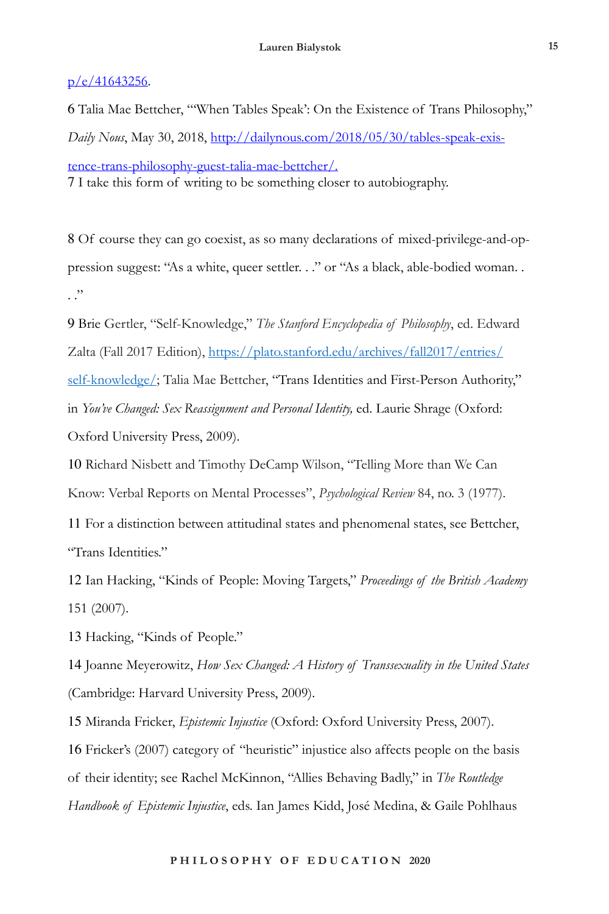p/e/41643256.

6 Talia Mae Bettcher, "'When Tables Speak': On the Existence of Trans Philosophy," *Daily Nous*, May 30, 2018, http://dailynous.com/2018/05/30/tables-speak-existence-trans-philosophy-guest-talia-mae-bettcher/.

7 I take this form of writing to be something closer to autobiography.

8 Of course they can go coexist, as so many declarations of mixed-privilege-and-oppression suggest: "As a white, queer settler. . ." or "As a black, able-bodied woman. . . ."

9 Brie Gertler, "Self-Knowledge," *The Stanford Encyclopedia of Philosophy*, ed. Edward Zalta (Fall 2017 Edition), https://plato.stanford.edu/archives/fall2017/entries/self-knowledge/; Talia Mae Bettcher, "Trans Identities and First-Person Authority," in *You've Changed: Sex Reassignment and Personal Identity,* ed. Laurie Shrage (Oxford: Oxford University Press, 2009).

10 Richard Nisbett and Timothy DeCamp Wilson, "Telling More than We Can Know: Verbal Reports on Mental Processes", *Psychological Review* 84, no. 3 (1977).

11 For a distinction between attitudinal states and phenomenal states, see Bettcher, "Trans Identities."

12 Ian Hacking, "Kinds of People: Moving Targets," *Proceedings of the British Academy* 151 (2007).

13 Hacking, "Kinds of People."

14 Joanne Meyerowitz, *How Sex Changed: A History of Transsexuality in the United States* (Cambridge: Harvard University Press, 2009).

15 Miranda Fricker, *Epistemic Injustice* (Oxford: Oxford University Press, 2007).

16 Fricker's (2007) category of "heuristic" injustice also affects people on the basis of their identity; see Rachel McKinnon, "Allies Behaving Badly," in *The Routledge Handbook of Epistemic Injustice*, eds. Ian James Kidd, José Medina, & Gaile Pohlhaus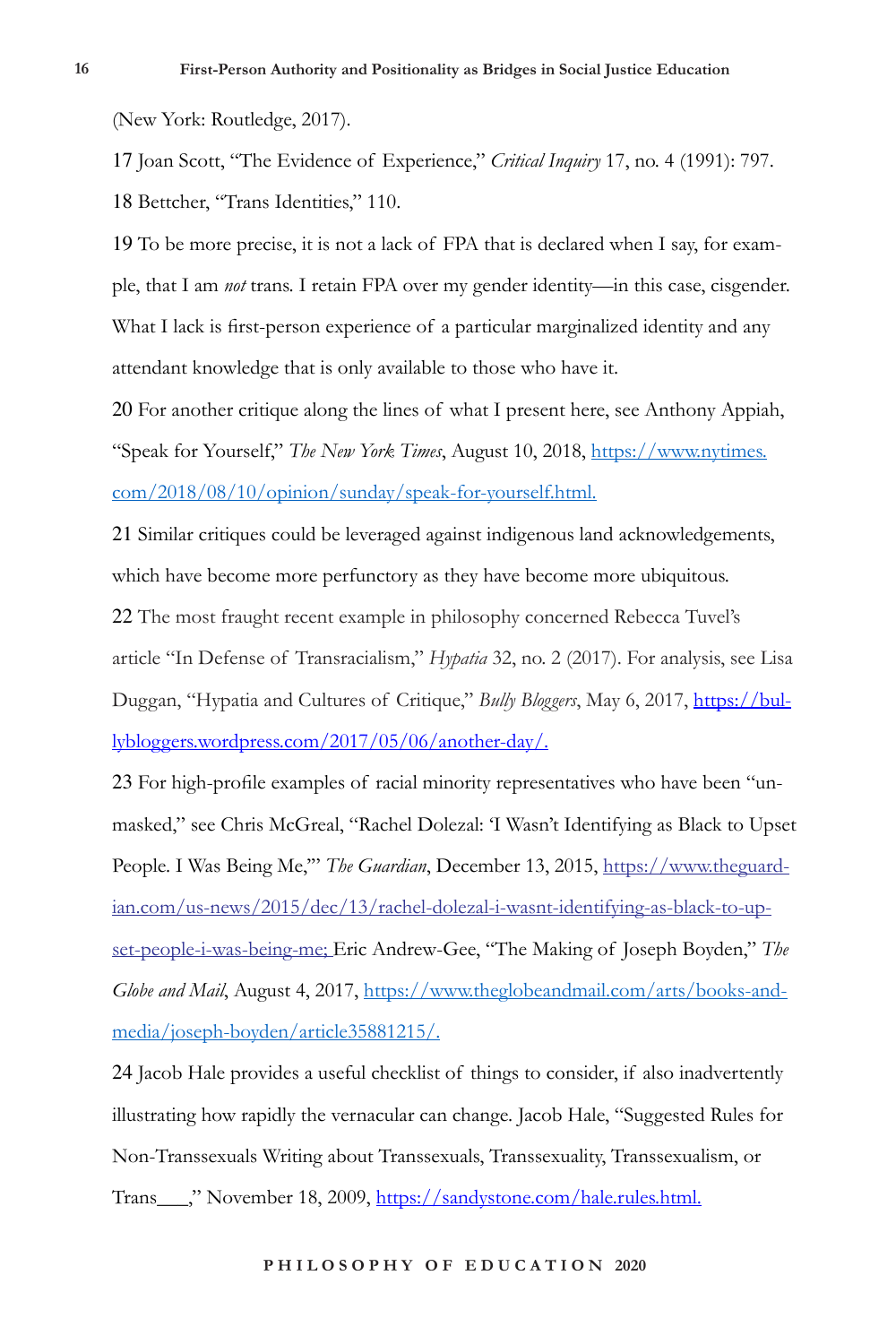(New York: Routledge, 2017).

17 Joan Scott, "The Evidence of Experience," *Critical Inquiry* 17, no. 4 (1991): 797.

18 Bettcher, "Trans Identities," 110.

19 To be more precise, it is not a lack of FPA that is declared when I say, for example, that I am *not* trans. I retain FPA over my gender identity—in this case, cisgender. What I lack is first-person experience of a particular marginalized identity and any attendant knowledge that is only available to those who have it.

20 For another critique along the lines of what I present here, see Anthony Appiah, "Speak for Yourself," *The New York Times*, August 10, 2018, https://www.nytimes.com/2018/08/10/opinion/sunday/speak-for-yourself.html.

21 Similar critiques could be leveraged against indigenous land acknowledgements, which have become more perfunctory as they have become more ubiquitous.

22 The most fraught recent example in philosophy concerned Rebecca Tuvel's article "In Defense of Transracialism," *Hypatia* 32, no. 2 (2017). For analysis, see Lisa Duggan, "Hypatia and Cultures of Critique," *Bully Bloggers*, May 6, 2017, https://bullybloggers.wordpress.com/2017/05/06/another-day/.

23 For high-profile examples of racial minority representatives who have been "unmasked," see Chris McGreal, "Rachel Dolezal: 'I Wasn't Identifying as Black to Upset People. I Was Being Me,'" *The Guardian*, December 13, 2015, https://www.theguardian.com/us-news/2015/dec/13/rachel-dolezal-i-wasnt-identifying-as-black-to-upset-people-i-was-being-me; Eric Andrew-Gee, "The Making of Joseph Boyden," *The Globe and Mail*, August 4, 2017, https://www.theglobeandmail.com/arts/books-and-media/joseph-boyden/article35881215/.

24 Jacob Hale provides a useful checklist of things to consider, if also inadvertently illustrating how rapidly the vernacular can change. Jacob Hale, "Suggested Rules for Non-Transsexuals Writing about Transsexuals, Transsexuality, Transsexualism, or Trans___," November 18, 2009, https://sandystone.com/hale.rules.html.